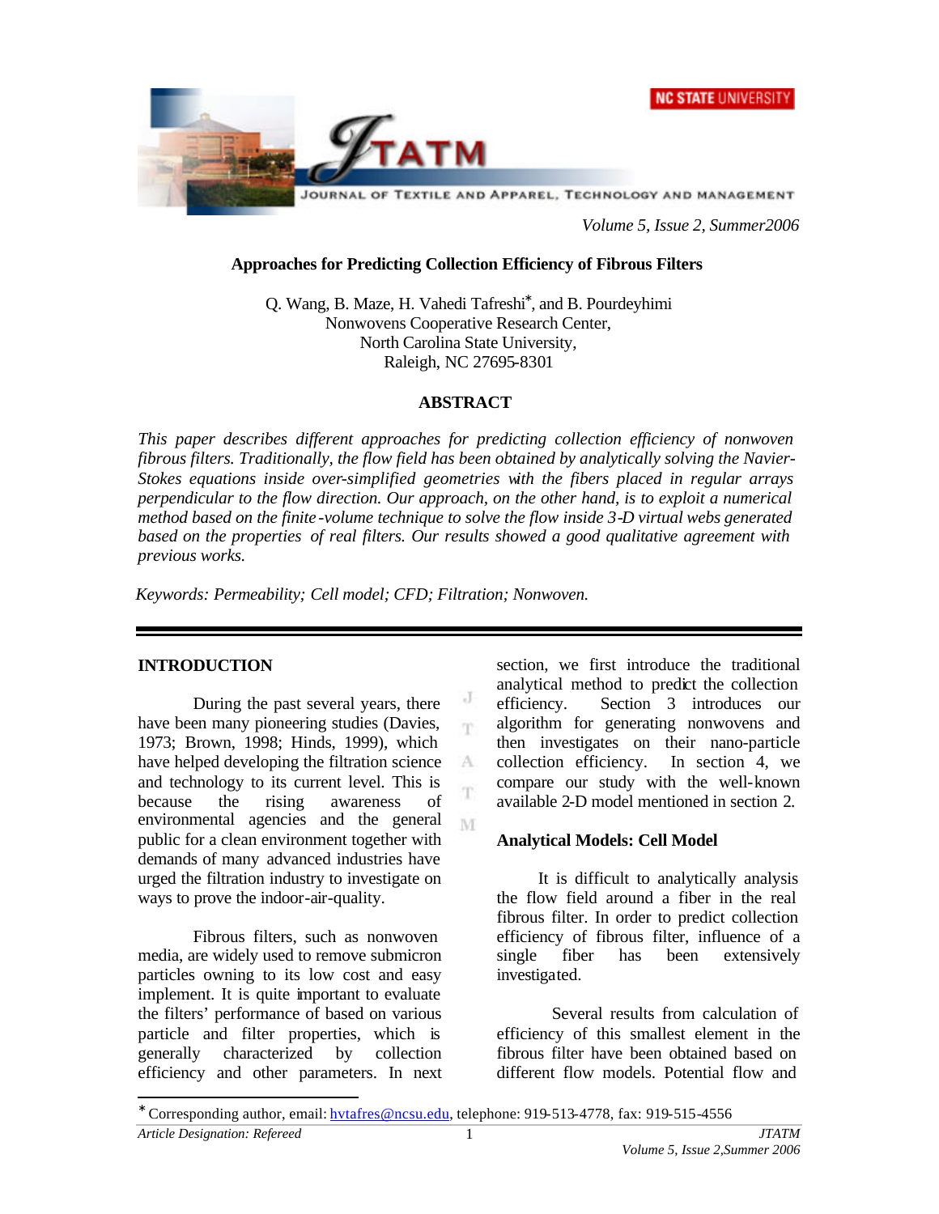# Approaches for Predicting Collection Efficiency of Fibrous Filters

Q. Wang, B. Maze, H. Vahedi Tafreshi*, and B. Pourdeyhimi
Nonwovens Cooperative Research Center,
North Carolina State University,
Raleigh, NC 27695-8301

## ABSTRACT

*This paper describes different approaches for predicting collection efficiency of nonwoven fibrous filters. Traditionally, the flow field has been obtained by analytically solving the Navier-Stokes equations inside over-simplified geometries with the fibers placed in regular arrays perpendicular to the flow direction. Our approach, on the other hand, is to exploit a numerical method based on the finite-volume technique to solve the flow inside 3-D virtual webs generated based on the properties of real filters. Our results showed a good qualitative agreement with previous works.*

*Keywords: Permeability; Cell model; CFD; Filtration; Nonwoven.*

## INTRODUCTION

During the past several years, there have been many pioneering studies (Davies, 1973; Brown, 1998; Hinds, 1999), which have helped developing the filtration science and technology to its current level. This is because the rising awareness of environmental agencies and the general public for a clean environment together with demands of many advanced industries have urged the filtration industry to investigate on ways to prove the indoor-air-quality.

Fibrous filters, such as nonwoven media, are widely used to remove submicron particles owning to its low cost and easy implement. It is quite important to evaluate the filters' performance of based on various particle and filter properties, which is generally characterized by collection efficiency and other parameters. In next section, we first introduce the traditional analytical method to predict the collection efficiency. Section 3 introduces our algorithm for generating nonwovens and then investigates on their nano-particle collection efficiency. In section 4, we compare our study with the well-known available 2-D model mentioned in section 2.

### Analytical Models: Cell Model

It is difficult to analytically analysis the flow field around a fiber in the real fibrous filter. In order to predict collection efficiency of fibrous filter, influence of a single fiber has been extensively investigated.

Several results from calculation of efficiency of this smallest element in the fibrous filter have been obtained based on different flow models. Potential flow and

* Corresponding author, email: hvtafres@ncsu.edu, telephone: 919-513-4778, fax: 919-515-4556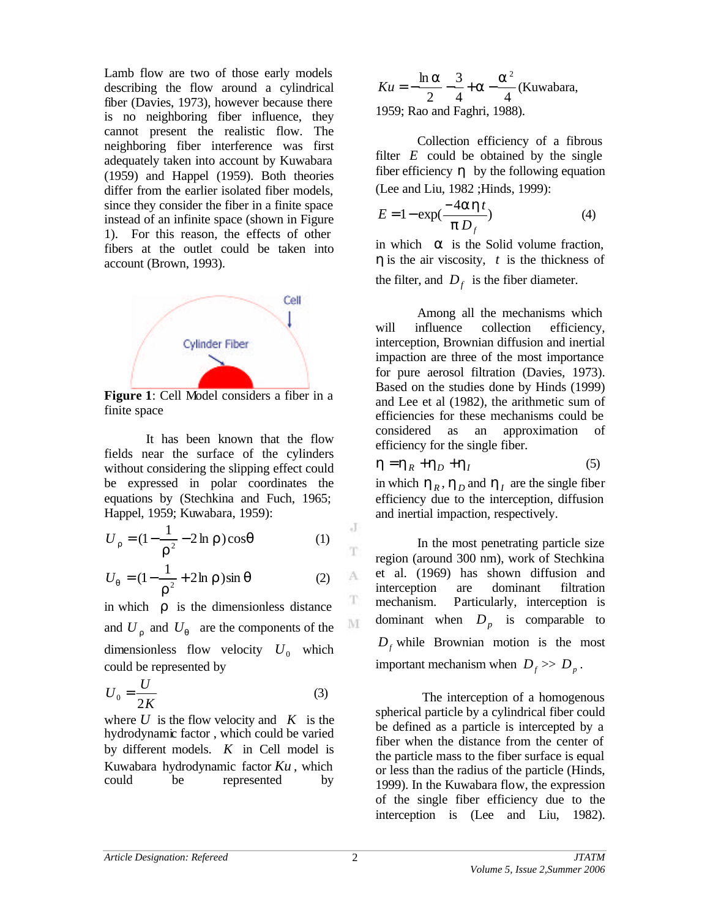Lamb flow are two of those early models describing the flow around a cylindrical fiber (Davies, 1973), however because there is no neighboring fiber influence, they cannot present the realistic flow. The neighboring fiber interference was first adequately taken into account by Kuwabara (1959) and Happel (1959). Both theories differ from the earlier isolated fiber models, since they consider the fiber in a finite space instead of an infinite space (shown in Figure 1). For this reason, the effects of other fibers at the outlet could be taken into account (Brown, 1993).

**Figure 1**: Cell Model considers a fiber in a finite space

It has been known that the flow fields near the surface of the cylinders without considering the slipping effect could be expressed in polar coordinates the equations by (Stechkina and Fuch, 1965; Happel, 1959; Kuwabara, 1959):

$$U_\rho = (1 - \frac{1}{\rho^2} - 2\ln\rho)\cos\theta \qquad (1)$$

$$U_\theta = (1 - \frac{1}{\rho^2} + 2\ln\rho)\sin\theta \qquad (2)$$

in which $\rho$ is the dimensionless distance and $U_\rho$ and $U_\theta$ are the components of the dimensionless flow velocity $U_0$ which could be represented by

$$U_0 = \frac{U}{2K} \qquad (3)$$

where $U$ is the flow velocity and $K$ is the hydrodynamic factor , which could be varied by different models. $K$ in Cell model is Kuwabara hydrodynamic factor $Ku$, which could be represented by

$$Ku = -\frac{\ln\alpha}{2} - \frac{3}{4} + \alpha - \frac{\alpha^2}{4}$$ (Kuwabara, 1959; Rao and Faghri, 1988).

Collection efficiency of a fibrous filter $E$ could be obtained by the single fiber efficiency $\eta$ by the following equation (Lee and Liu, 1982 ;Hinds, 1999):

$$E = 1 - \exp(\frac{-4\alpha\eta t}{\pi D_f}) \qquad (4)$$

in which $\alpha$ is the Solid volume fraction, $\eta$ is the air viscosity, $t$ is the thickness of the filter, and $D_f$ is the fiber diameter.

Among all the mechanisms which will influence collection efficiency, interception, Brownian diffusion and inertial impaction are three of the most importance for pure aerosol filtration (Davies, 1973). Based on the studies done by Hinds (1999) and Lee et al (1982), the arithmetic sum of efficiencies for these mechanisms could be considered as an approximation of efficiency for the single fiber.

$$\eta = \eta_R + \eta_D + \eta_I \qquad (5)$$

in which $\eta_R$, $\eta_D$ and $\eta_I$ are the single fiber efficiency due to the interception, diffusion and inertial impaction, respectively.

In the most penetrating particle size region (around 300 nm), work of Stechkina et al. (1969) has shown diffusion and interception are dominant filtration mechanism. Particularly, interception is dominant when $D_p$ is comparable to $D_f$ while Brownian motion is the most important mechanism when $D_f >> D_p$.

The interception of a homogenous spherical particle by a cylindrical fiber could be defined as a particle is intercepted by a fiber when the distance from the center of the particle mass to the fiber surface is equal or less than the radius of the particle (Hinds, 1999). In the Kuwabara flow, the expression of the single fiber efficiency due to the interception is (Lee and Liu, 1982).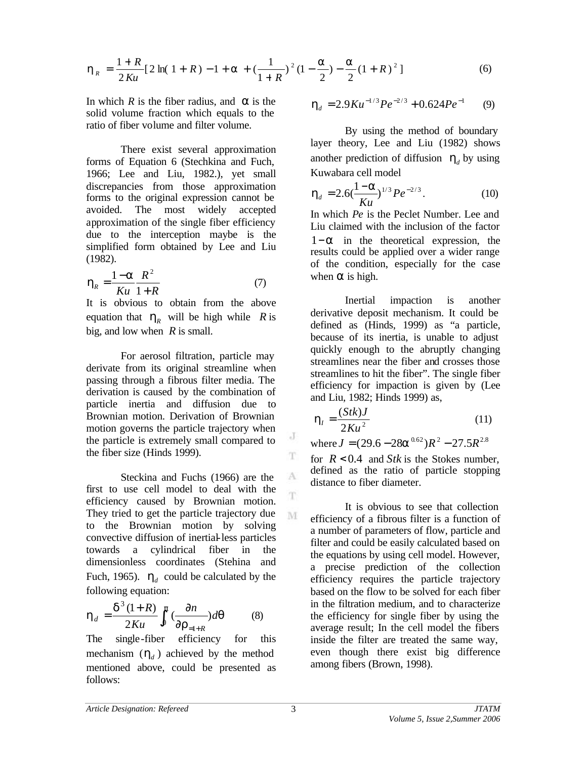$$\eta_R = \frac{1+R}{2Ku}[2\ln(1+R) - 1 + \alpha + (\frac{1}{1+R})^2(1-\frac{\alpha}{2}) - \frac{\alpha}{2}(1+R)^2] \qquad (6)$$

In which $R$ is the fiber radius, and $\alpha$ is the solid volume fraction which equals to the ratio of fiber volume and filter volume.

There exist several approximation forms of Equation 6 (Stechkina and Fuch, 1966; Lee and Liu, 1982.), yet small discrepancies from those approximation forms to the original expression cannot be avoided. The most widely accepted approximation of the single fiber efficiency due to the interception maybe is the simplified form obtained by Lee and Liu (1982).

$$\eta_R = \frac{1-\alpha}{Ku}\frac{R^2}{1+R} \qquad (7)$$

It is obvious to obtain from the above equation that $\eta_R$ will be high while $R$ is big, and low when $R$ is small.

For aerosol filtration, particle may derivate from its original streamline when passing through a fibrous filter media. The derivation is caused by the combination of particle inertia and diffusion due to Brownian motion. Derivation of Brownian motion governs the particle trajectory when the particle is extremely small compared to the fiber size (Hinds 1999).

Steckina and Fuchs (1966) are the first to use cell model to deal with the efficiency caused by Brownian motion. They tried to get the particle trajectory due to the Brownian motion by solving convective diffusion of inertial-less particles towards a cylindrical fiber in the dimensionless coordinates (Stehina and Fuch, 1965). $\eta_d$ could be calculated by the following equation:

$$\eta_d = \frac{\delta^3(1+R)}{2Ku}\int_0^{\pi}(\frac{\partial n}{\partial \rho}_{=1+R})d\theta \qquad (8)$$

The single-fiber efficiency for this mechanism ($\eta_d$) achieved by the method mentioned above, could be presented as follows:

$$\eta_d = 2.9Ku^{-1/3}Pe^{-2/3} + 0.624Pe^{-1} \qquad (9)$$

By using the method of boundary layer theory, Lee and Liu (1982) shows another prediction of diffusion $\eta_d$ by using Kuwabara cell model

$$\eta_d = 2.6(\frac{1-\alpha}{Ku})^{1/3}Pe^{-2/3}. \qquad (10)$$

In which $Pe$ is the Peclet Number. Lee and Liu claimed with the inclusion of the factor $1-\alpha$ in the theoretical expression, the results could be applied over a wider range of the condition, especially for the case when $\alpha$ is high.

Inertial impaction is another derivative deposit mechanism. It could be defined as (Hinds, 1999) as "a particle, because of its inertia, is unable to adjust quickly enough to the abruptly changing streamlines near the fiber and crosses those streamlines to hit the fiber". The single fiber efficiency for impaction is given by (Lee and Liu, 1982; Hinds 1999) as,

$$\eta_I = \frac{(Stk)J}{2Ku^2} \qquad (11)$$

where $J = (29.6 - 28\alpha^{0.62})R^2 - 27.5R^{2.8}$ for $R < 0.4$ and $Stk$ is the Stokes number, defined as the ratio of particle stopping distance to fiber diameter.

It is obvious to see that collection efficiency of a fibrous filter is a function of a number of parameters of flow, particle and filter and could be easily calculated based on the equations by using cell model. However, a precise prediction of the collection efficiency requires the particle trajectory based on the flow to be solved for each fiber in the filtration medium, and to characterize the efficiency for single fiber by using the average result; In the cell model the fibers inside the filter are treated the same way, even though there exist big difference among fibers (Brown, 1998).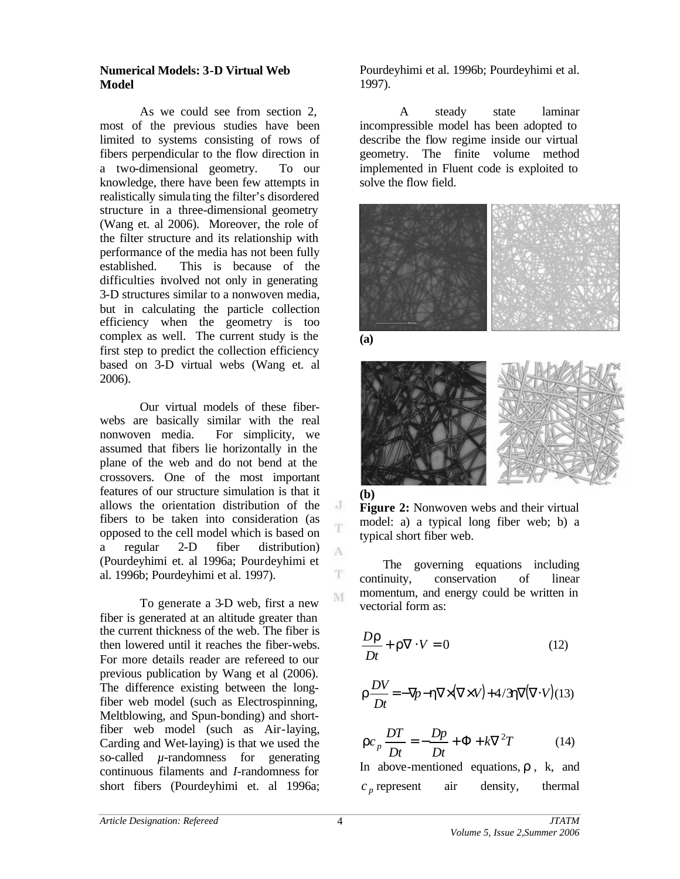**Numerical Models: 3-D Virtual Web Model**

As we could see from section 2, most of the previous studies have been limited to systems consisting of rows of fibers perpendicular to the flow direction in a two-dimensional geometry. To our knowledge, there have been few attempts in realistically simulating the filter's disordered structure in a three-dimensional geometry (Wang et. al 2006). Moreover, the role of the filter structure and its relationship with performance of the media has not been fully established. This is because of the difficulties involved not only in generating 3-D structures similar to a nonwoven media, but in calculating the particle collection efficiency when the geometry is too complex as well. The current study is the first step to predict the collection efficiency based on 3-D virtual webs (Wang et. al 2006).

Our virtual models of these fiber-webs are basically similar with the real nonwoven media. For simplicity, we assumed that fibers lie horizontally in the plane of the web and do not bend at the crossovers. One of the most important features of our structure simulation is that it allows the orientation distribution of the fibers to be taken into consideration (as opposed to the cell model which is based on a regular 2-D fiber distribution) (Pourdeyhimi et. al 1996a; Pourdeyhimi et al. 1996b; Pourdeyhimi et al. 1997).

To generate a 3-D web, first a new fiber is generated at an altitude greater than the current thickness of the web. The fiber is then lowered until it reaches the fiber-webs. For more details reader are refereed to our previous publication by Wang et al (2006). The difference existing between the long-fiber web model (such as Electrospinning, Meltblowing, and Spun-bonding) and short-fiber web model (such as Air-laying, Carding and Wet-laying) is that we used the so-called *μ*-randomness for generating continuous filaments and *I*-randomness for short fibers (Pourdeyhimi et. al 1996a; Pourdeyhimi et al. 1996b; Pourdeyhimi et al. 1997).

A steady state laminar incompressible model has been adopted to describe the flow regime inside our virtual geometry. The finite volume method implemented in Fluent code is exploited to solve the flow field.

**(a)**

**(b)**

**Figure 2:** Nonwoven webs and their virtual model: a) a typical long fiber web; b) a typical short fiber web.

The governing equations including continuity, conservation of linear momentum, and energy could be written in vectorial form as:

$$\frac{D\rho}{Dt} + \rho\nabla \cdot V = 0 \tag{12}$$

$$\rho\frac{DV}{Dt} = -\nabla p - \eta\nabla \times (\nabla \times V) + 4/3\eta\nabla(\nabla \cdot V) \tag{13}$$

$$\rho c_p \frac{DT}{Dt} = -\frac{Dp}{Dt} + \Phi + k\nabla^2 T \tag{14}$$

In above-mentioned equations, $\rho$, k, and $c_p$ represent air density, thermal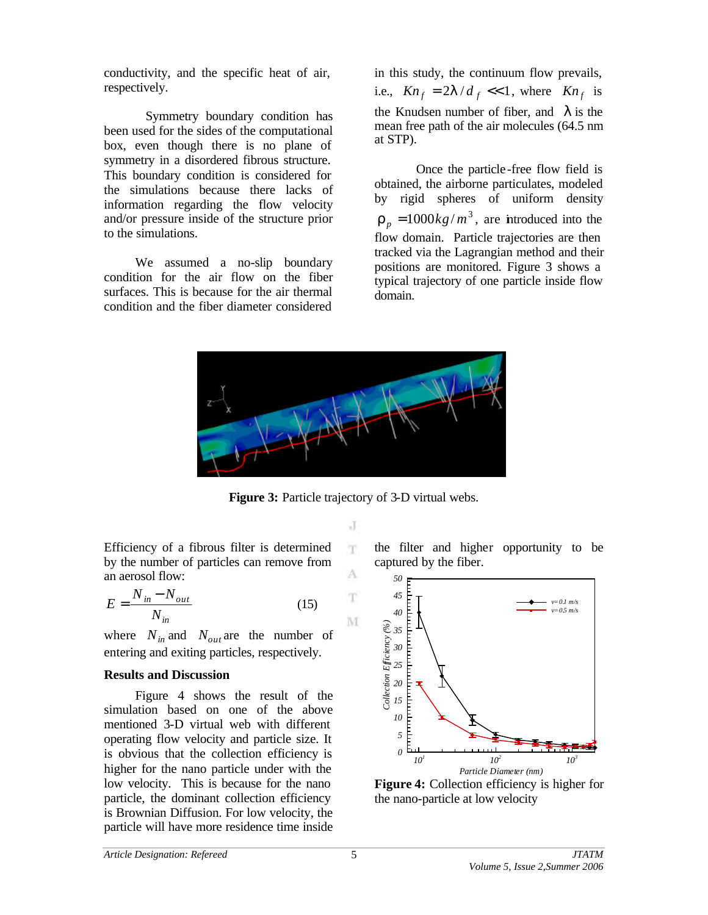conductivity, and the specific heat of air, respectively.

Symmetry boundary condition has been used for the sides of the computational box, even though there is no plane of symmetry in a disordered fibrous structure. This boundary condition is considered for the simulations because there lacks of information regarding the flow velocity and/or pressure inside of the structure prior to the simulations.

We assumed a no-slip boundary condition for the air flow on the fiber surfaces. This is because for the air thermal condition and the fiber diameter considered in this study, the continuum flow prevails, i.e., $Kn_f = 2\lambda / d_f \ll 1$, where $Kn_f$ is the Knudsen number of fiber, and $\lambda$ is the mean free path of the air molecules (64.5 nm at STP).

Once the particle-free flow field is obtained, the airborne particulates, modeled by rigid spheres of uniform density $\rho_p = 1000 kg/m^3$, are introduced into the flow domain. Particle trajectories are then tracked via the Lagrangian method and their positions are monitored. Figure 3 shows a typical trajectory of one particle inside flow domain.

**Figure 3:** Particle trajectory of 3-D virtual webs.

Efficiency of a fibrous filter is determined by the number of particles can remove from an aerosol flow:

$$E = \frac{N_{in} - N_{out}}{N_{in}} \quad (15)$$

where $N_{in}$ and $N_{out}$ are the number of entering and exiting particles, respectively.

## Results and Discussion

Figure 4 shows the result of the simulation based on one of the above mentioned 3-D virtual web with different operating flow velocity and particle size. It is obvious that the collection efficiency is higher for the nano particle under with the low velocity. This is because for the nano particle, the dominant collection efficiency is Brownian Diffusion. For low velocity, the particle will have more residence time inside the filter and higher opportunity to be captured by the fiber.

**Figure 4:** Collection efficiency is higher for the nano-particle at low velocity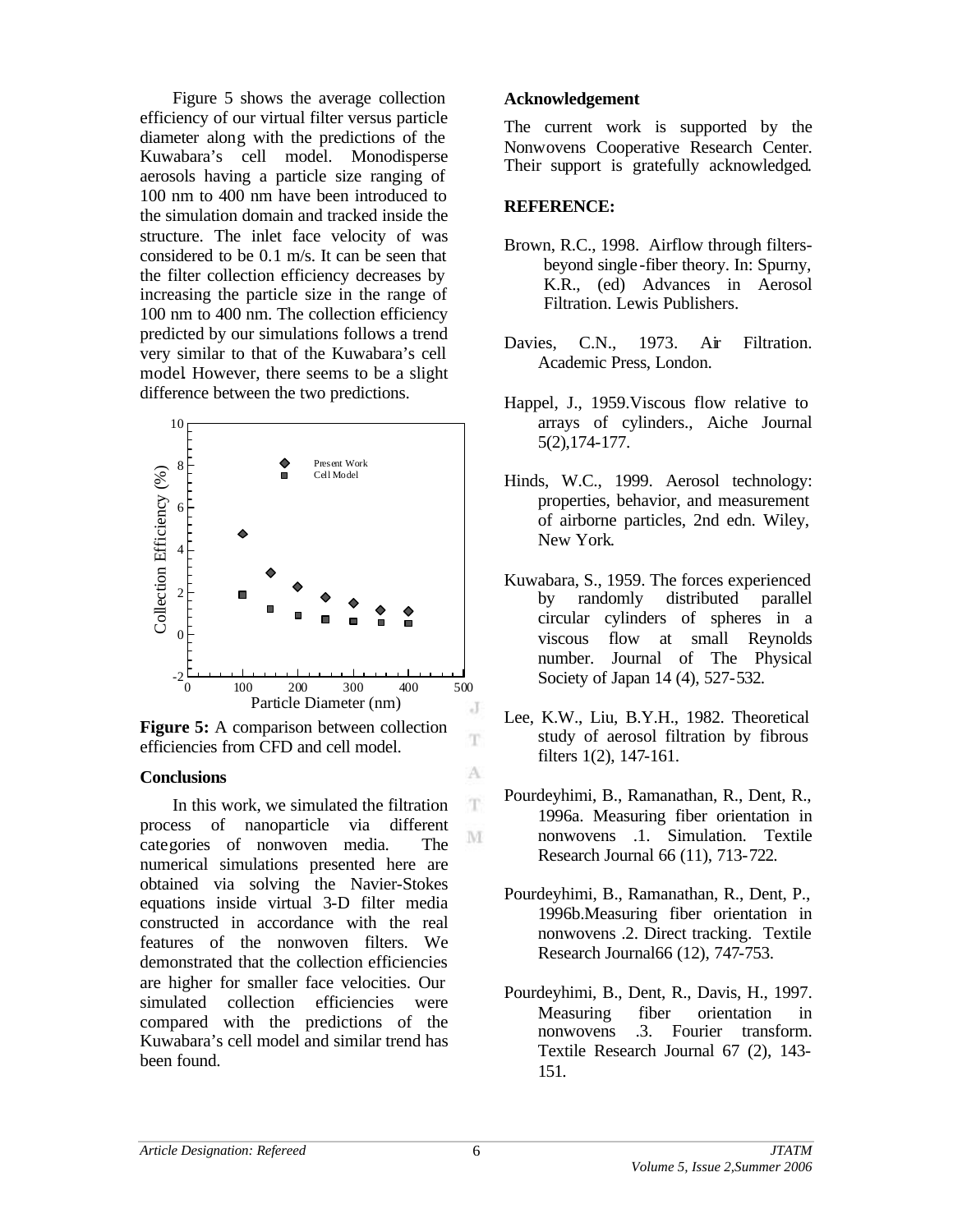Figure 5 shows the average collection efficiency of our virtual filter versus particle diameter along with the predictions of the Kuwabara's cell model. Monodisperse aerosols having a particle size ranging of 100 nm to 400 nm have been introduced to the simulation domain and tracked inside the structure. The inlet face velocity of was considered to be 0.1 m/s. It can be seen that the filter collection efficiency decreases by increasing the particle size in the range of 100 nm to 400 nm. The collection efficiency predicted by our simulations follows a trend very similar to that of the Kuwabara's cell model. However, there seems to be a slight difference between the two predictions.

**Figure 5:** A comparison between collection efficiencies from CFD and cell model.

**Conclusions**

In this work, we simulated the filtration process of nanoparticle via different categories of nonwoven media. The numerical simulations presented here are obtained via solving the Navier-Stokes equations inside virtual 3-D filter media constructed in accordance with the real features of the nonwoven filters. We demonstrated that the collection efficiencies are higher for smaller face velocities. Our simulated collection efficiencies were compared with the predictions of the Kuwabara's cell model and similar trend has been found.

**Acknowledgement**

The current work is supported by the Nonwovens Cooperative Research Center. Their support is gratefully acknowledged.

**REFERENCE:**

Brown, R.C., 1998. Airflow through filters-beyond single-fiber theory. In: Spurny, K.R., (ed) Advances in Aerosol Filtration. Lewis Publishers.

Davies, C.N., 1973. Air Filtration. Academic Press, London.

Happel, J., 1959.Viscous flow relative to arrays of cylinders., Aiche Journal 5(2),174-177.

Hinds, W.C., 1999. Aerosol technology: properties, behavior, and measurement of airborne particles, 2nd edn. Wiley, New York.

Kuwabara, S., 1959. The forces experienced by randomly distributed parallel circular cylinders of spheres in a viscous flow at small Reynolds number. Journal of The Physical Society of Japan 14 (4), 527-532.

Lee, K.W., Liu, B.Y.H., 1982. Theoretical study of aerosol filtration by fibrous filters 1(2), 147-161.

Pourdeyhimi, B., Ramanathan, R., Dent, R., 1996a. Measuring fiber orientation in nonwovens .1. Simulation. Textile Research Journal 66 (11), 713-722.

Pourdeyhimi, B., Ramanathan, R., Dent, P., 1996b.Measuring fiber orientation in nonwovens .2. Direct tracking. Textile Research Journal66 (12), 747-753.

Pourdeyhimi, B., Dent, R., Davis, H., 1997. Measuring fiber orientation in nonwovens .3. Fourier transform. Textile Research Journal 67 (2), 143-151.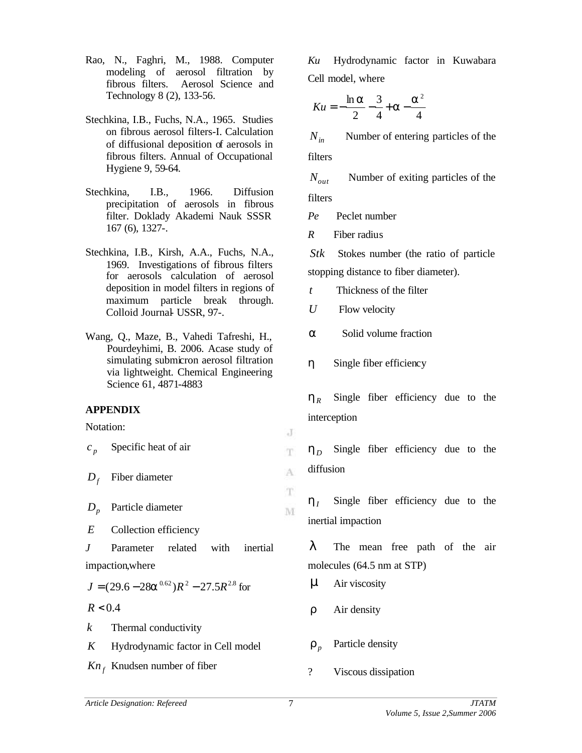Rao, N., Faghri, M., 1988. Computer modeling of aerosol filtration by fibrous filters. Aerosol Science and Technology 8 (2), 133-56.

Stechkina, I.B., Fuchs, N.A., 1965. Studies on fibrous aerosol filters-I. Calculation of diffusional deposition of aerosols in fibrous filters. Annual of Occupational Hygiene 9, 59-64.

Stechkina, I.B., 1966. Diffusion precipitation of aerosols in fibrous filter. Doklady Akademi Nauk SSSR 167 (6), 1327-.

Stechkina, I.B., Kirsh, A.A., Fuchs, N.A., 1969. Investigations of fibrous filters for aerosols calculation of aerosol deposition in model filters in regions of maximum particle break through. Colloid Journal- USSR, 97-.

Wang, Q., Maze, B., Vahedi Tafreshi, H., Pourdeyhimi, B. 2006. Acase study of simulating submicron aerosol filtration via lightweight. Chemical Engineering Science 61, 4871-4883

**APPENDIX**

Notation:

$c_p$ Specific heat of air

$D_f$ Fiber diameter

$D_p$ Particle diameter

$E$ Collection efficiency

$J$ Parameter related with inertial impaction,where

$J = (29.6 - 28\alpha^{0.62})R^2 - 27.5R^{2.8}$ for $R < 0.4$

$k$ Thermal conductivity

$K$ Hydrodynamic factor in Cell model

$Kn_f$ Knudsen number of fiber

$Ku$ Hydrodynamic factor in Kuwabara Cell model, where

$$Ku = -\frac{\ln \alpha}{2} - \frac{3}{4} + \alpha - \frac{\alpha^2}{4}$$

$N_{in}$ Number of entering particles of the filters

$N_{out}$ Number of exiting particles of the filters

$Pe$ Peclet number

$R$ Fiber radius

$Stk$ Stokes number (the ratio of particle stopping distance to fiber diameter).

$t$ Thickness of the filter

$U$ Flow velocity

$\alpha$ Solid volume fraction

$\eta$ Single fiber efficiency

$\eta_R$ Single fiber efficiency due to the interception

$\eta_D$ Single fiber efficiency due to the diffusion

$\eta_I$ Single fiber efficiency due to the inertial impaction

$\lambda$ The mean free path of the air molecules (64.5 nm at STP)

$\mu$ Air viscosity

$\rho$ Air density

$\rho_p$ Particle density

? Viscous dissipation